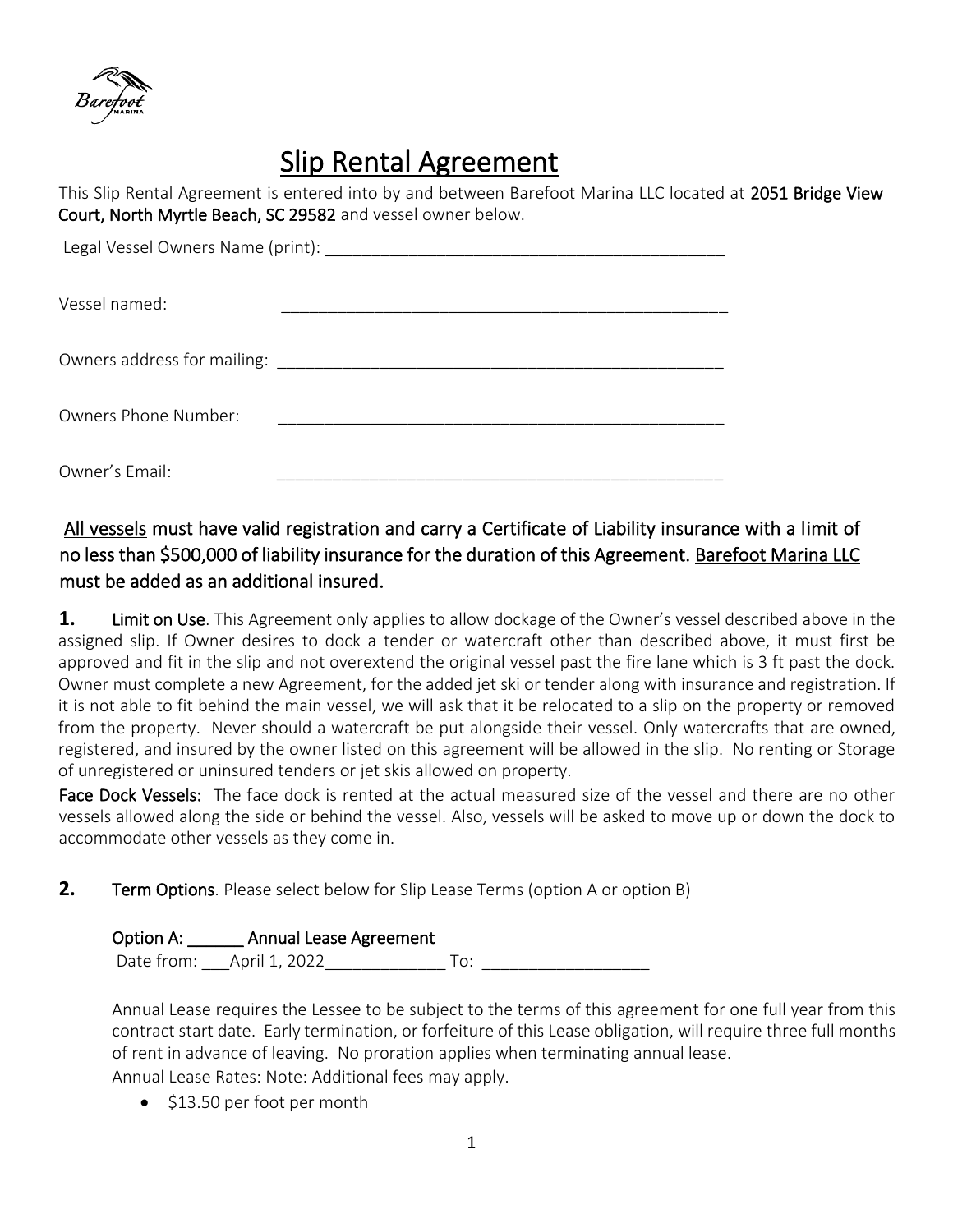# Slip Rental Agreement

This Slip Rental Agreement is entered into by and between Barefoot Marina LLC located at **2051 Bridge View Court, North Myrtle Beach, SC 29582** and vessel owner below.

Legal Vessel Owners Name (print): _____________________________________________

Vessel named: _____________________________________________

Owners address for mailing: _____________________________________________

Owners Phone Number: _____________________________________________

Owner's Email: _____________________________________________

**All vessels must have valid registration and carry a Certificate of Liability insurance with a limit of no less than $500,000 of liability insurance for the duration of this Agreement. Barefoot Marina LLC must be added as an additional insured.**

**1.** **Limit on Use**. This Agreement only applies to allow dockage of the Owner's vessel described above in the assigned slip. If Owner desires to dock a tender or watercraft other than described above, it must first be approved and fit in the slip and not overextend the original vessel past the fire lane which is 3 ft past the dock. Owner must complete a new Agreement, for the added jet ski or tender along with insurance and registration. If it is not able to fit behind the main vessel, we will ask that it be relocated to a slip on the property or removed from the property. Never should a watercraft be put alongside their vessel. Only watercrafts that are owned, registered, and insured by the owner listed on this agreement will be allowed in the slip. No renting or Storage of unregistered or uninsured tenders or jet skis allowed on property.

**Face Dock Vessels:** The face dock is rented at the actual measured size of the vessel and there are no other vessels allowed along the side or behind the vessel. Also, vessels will be asked to move up or down the dock to accommodate other vessels as they come in.

**2.** **Term Options**. Please select below for Slip Lease Terms (option A or option B)

**Option A: ______ Annual Lease Agreement**

Date from: ___April 1, 2022_____________ To: __________________

Annual Lease requires the Lessee to be subject to the terms of this agreement for one full year from this contract start date. Early termination, or forfeiture of this Lease obligation, will require three full months of rent in advance of leaving. No proration applies when terminating annual lease.

Annual Lease Rates: Note: Additional fees may apply.

- $13.50 per foot per month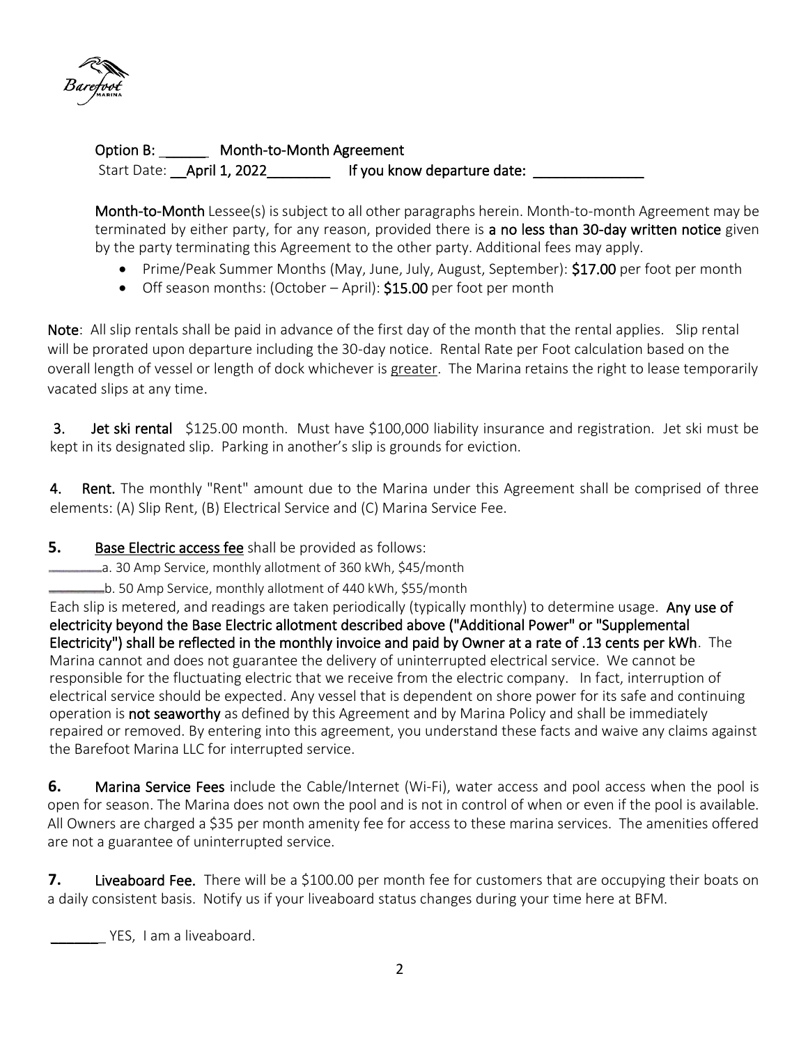**Option B: ______ Month-to-Month Agreement**
Start Date: __**April 1, 2022**________ **If you know departure date:** ______________

**Month-to-Month** Lessee(s) is subject to all other paragraphs herein. Month-to-month Agreement may be terminated by either party, for any reason, provided there is **a no less than 30-day written notice** given by the party terminating this Agreement to the other party. Additional fees may apply.

- Prime/Peak Summer Months (May, June, July, August, September): **$17.00** per foot per month
- Off season months: (October – April): **$15.00** per foot per month

**Note**: All slip rentals shall be paid in advance of the first day of the month that the rental applies. Slip rental will be prorated upon departure including the 30-day notice. Rental Rate per Foot calculation based on the overall length of vessel or length of dock whichever is greater. The Marina retains the right to lease temporarily vacated slips at any time.

**3. Jet ski rental** $125.00 month. Must have $100,000 liability insurance and registration. Jet ski must be kept in its designated slip. Parking in another's slip is grounds for eviction.

**4. Rent.** The monthly "Rent" amount due to the Marina under this Agreement shall be comprised of three elements: (A) Slip Rent, (B) Electrical Service and (C) Marina Service Fee.

**5. Base Electric access fee** shall be provided as follows:

______a. 30 Amp Service, monthly allotment of 360 kWh, $45/month
______b. 50 Amp Service, monthly allotment of 440 kWh, $55/month

Each slip is metered, and readings are taken periodically (typically monthly) to determine usage. **Any use of electricity beyond the Base Electric allotment described above ("Additional Power" or "Supplemental Electricity") shall be reflected in the monthly invoice and paid by Owner at a rate of .13 cents per kWh**. The Marina cannot and does not guarantee the delivery of uninterrupted electrical service. We cannot be responsible for the fluctuating electric that we receive from the electric company. In fact, interruption of electrical service should be expected. Any vessel that is dependent on shore power for its safe and continuing operation is **not seaworthy** as defined by this Agreement and by Marina Policy and shall be immediately repaired or removed. By entering into this agreement, you understand these facts and waive any claims against the Barefoot Marina LLC for interrupted service.

**6. Marina Service Fees** include the Cable/Internet (Wi-Fi), water access and pool access when the pool is open for season. The Marina does not own the pool and is not in control of when or even if the pool is available. All Owners are charged a $35 per month amenity fee for access to these marina services. The amenities offered are not a guarantee of uninterrupted service.

**7. Liveaboard Fee.** There will be a $100.00 per month fee for customers that are occupying their boats on a daily consistent basis. Notify us if your liveaboard status changes during your time here at BFM.

_______ YES, I am a liveaboard.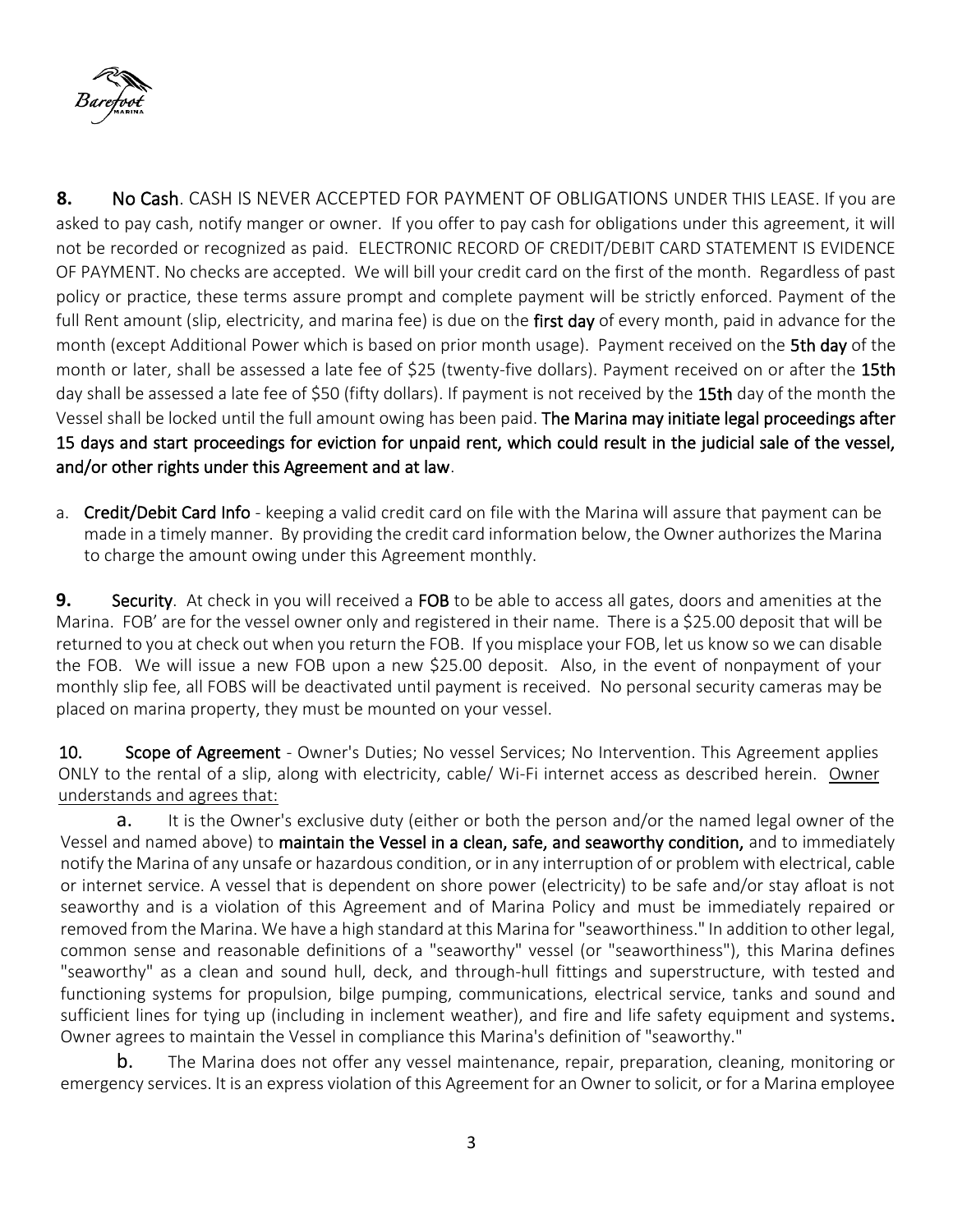**8.** **No Cash**. CASH IS NEVER ACCEPTED FOR PAYMENT OF OBLIGATIONS UNDER THIS LEASE. If you are asked to pay cash, notify manger or owner. If you offer to pay cash for obligations under this agreement, it will not be recorded or recognized as paid. ELECTRONIC RECORD OF CREDIT/DEBIT CARD STATEMENT IS EVIDENCE OF PAYMENT. No checks are accepted. We will bill your credit card on the first of the month. Regardless of past policy or practice, these terms assure prompt and complete payment will be strictly enforced. Payment of the full Rent amount (slip, electricity, and marina fee) is due on the **first day** of every month, paid in advance for the month (except Additional Power which is based on prior month usage). Payment received on the **5th day** of the month or later, shall be assessed a late fee of $25 (twenty-five dollars). Payment received on or after the **15th** day shall be assessed a late fee of $50 (fifty dollars). If payment is not received by the **15th** day of the month the Vessel shall be locked until the full amount owing has been paid. **The Marina may initiate legal proceedings after 15 days and start proceedings for eviction for unpaid rent, which could result in the judicial sale of the vessel, and/or other rights under this Agreement and at law**.

a. **Credit/Debit Card Info** - keeping a valid credit card on file with the Marina will assure that payment can be made in a timely manner. By providing the credit card information below, the Owner authorizes the Marina to charge the amount owing under this Agreement monthly.

**9.** **Security**. At check in you will received a **FOB** to be able to access all gates, doors and amenities at the Marina. FOB' are for the vessel owner only and registered in their name. There is a $25.00 deposit that will be returned to you at check out when you return the FOB. If you misplace your FOB, let us know so we can disable the FOB. We will issue a new FOB upon a new $25.00 deposit. Also, in the event of nonpayment of your monthly slip fee, all FOBS will be deactivated until payment is received. No personal security cameras may be placed on marina property, they must be mounted on your vessel.

**10.** **Scope of Agreement** - Owner's Duties; No vessel Services; No Intervention. This Agreement applies ONLY to the rental of a slip, along with electricity, cable/ Wi-Fi internet access as described herein. Owner understands and agrees that:

**a.** It is the Owner's exclusive duty (either or both the person and/or the named legal owner of the Vessel and named above) to **maintain the Vessel in a clean, safe, and seaworthy condition,** and to immediately notify the Marina of any unsafe or hazardous condition, or in any interruption of or problem with electrical, cable or internet service. A vessel that is dependent on shore power (electricity) to be safe and/or stay afloat is not seaworthy and is a violation of this Agreement and of Marina Policy and must be immediately repaired or removed from the Marina. We have a high standard at this Marina for "seaworthiness." In addition to other legal, common sense and reasonable definitions of a "seaworthy" vessel (or "seaworthiness"), this Marina defines "seaworthy" as a clean and sound hull, deck, and through-hull fittings and superstructure, with tested and functioning systems for propulsion, bilge pumping, communications, electrical service, tanks and sound and sufficient lines for tying up (including in inclement weather), and fire and life safety equipment and systems. Owner agrees to maintain the Vessel in compliance this Marina's definition of "seaworthy."

**b.** The Marina does not offer any vessel maintenance, repair, preparation, cleaning, monitoring or emergency services. It is an express violation of this Agreement for an Owner to solicit, or for a Marina employee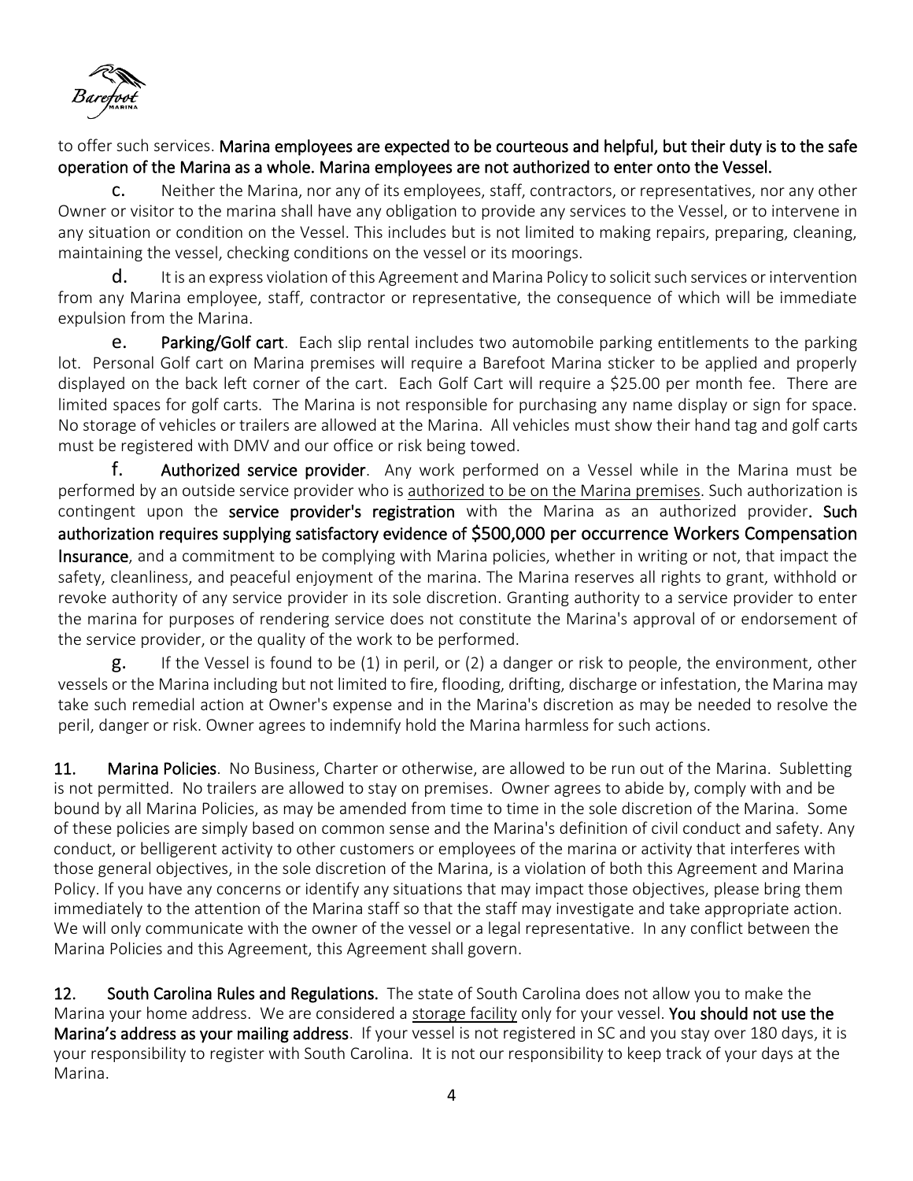to offer such services. **Marina employees are expected to be courteous and helpful, but their duty is to the safe operation of the Marina as a whole. Marina employees are not authorized to enter onto the Vessel.**

**c.** Neither the Marina, nor any of its employees, staff, contractors, or representatives, nor any other Owner or visitor to the marina shall have any obligation to provide any services to the Vessel, or to intervene in any situation or condition on the Vessel. This includes but is not limited to making repairs, preparing, cleaning, maintaining the vessel, checking conditions on the vessel or its moorings.

**d.** It is an express violation of this Agreement and Marina Policy to solicit such services or intervention from any Marina employee, staff, contractor or representative, the consequence of which will be immediate expulsion from the Marina.

**e. Parking/Golf cart**. Each slip rental includes two automobile parking entitlements to the parking lot. Personal Golf cart on Marina premises will require a Barefoot Marina sticker to be applied and properly displayed on the back left corner of the cart. Each Golf Cart will require a $25.00 per month fee. There are limited spaces for golf carts. The Marina is not responsible for purchasing any name display or sign for space. No storage of vehicles or trailers are allowed at the Marina. All vehicles must show their hand tag and golf carts must be registered with DMV and our office or risk being towed.

**f. Authorized service provider**. Any work performed on a Vessel while in the Marina must be performed by an outside service provider who is authorized to be on the Marina premises. Such authorization is contingent upon the **service provider's registration** with the Marina as an authorized provider**. Such authorization requires supplying satisfactory evidence of $500,000 per occurrence Workers Compensation Insurance**, and a commitment to be complying with Marina policies, whether in writing or not, that impact the safety, cleanliness, and peaceful enjoyment of the marina. The Marina reserves all rights to grant, withhold or revoke authority of any service provider in its sole discretion. Granting authority to a service provider to enter the marina for purposes of rendering service does not constitute the Marina's approval of or endorsement of the service provider, or the quality of the work to be performed.

**g.** If the Vessel is found to be (1) in peril, or (2) a danger or risk to people, the environment, other vessels or the Marina including but not limited to fire, flooding, drifting, discharge or infestation, the Marina may take such remedial action at Owner's expense and in the Marina's discretion as may be needed to resolve the peril, danger or risk. Owner agrees to indemnify hold the Marina harmless for such actions.

**11. Marina Policies**. No Business, Charter or otherwise, are allowed to be run out of the Marina. Subletting is not permitted. No trailers are allowed to stay on premises. Owner agrees to abide by, comply with and be bound by all Marina Policies, as may be amended from time to time in the sole discretion of the Marina. Some of these policies are simply based on common sense and the Marina's definition of civil conduct and safety. Any conduct, or belligerent activity to other customers or employees of the marina or activity that interferes with those general objectives, in the sole discretion of the Marina, is a violation of both this Agreement and Marina Policy. If you have any concerns or identify any situations that may impact those objectives, please bring them immediately to the attention of the Marina staff so that the staff may investigate and take appropriate action. We will only communicate with the owner of the vessel or a legal representative. In any conflict between the Marina Policies and this Agreement, this Agreement shall govern.

**12. South Carolina Rules and Regulations.** The state of South Carolina does not allow you to make the Marina your home address. We are considered a storage facility only for your vessel. **You should not use the Marina's address as your mailing address**. If your vessel is not registered in SC and you stay over 180 days, it is your responsibility to register with South Carolina. It is not our responsibility to keep track of your days at the Marina.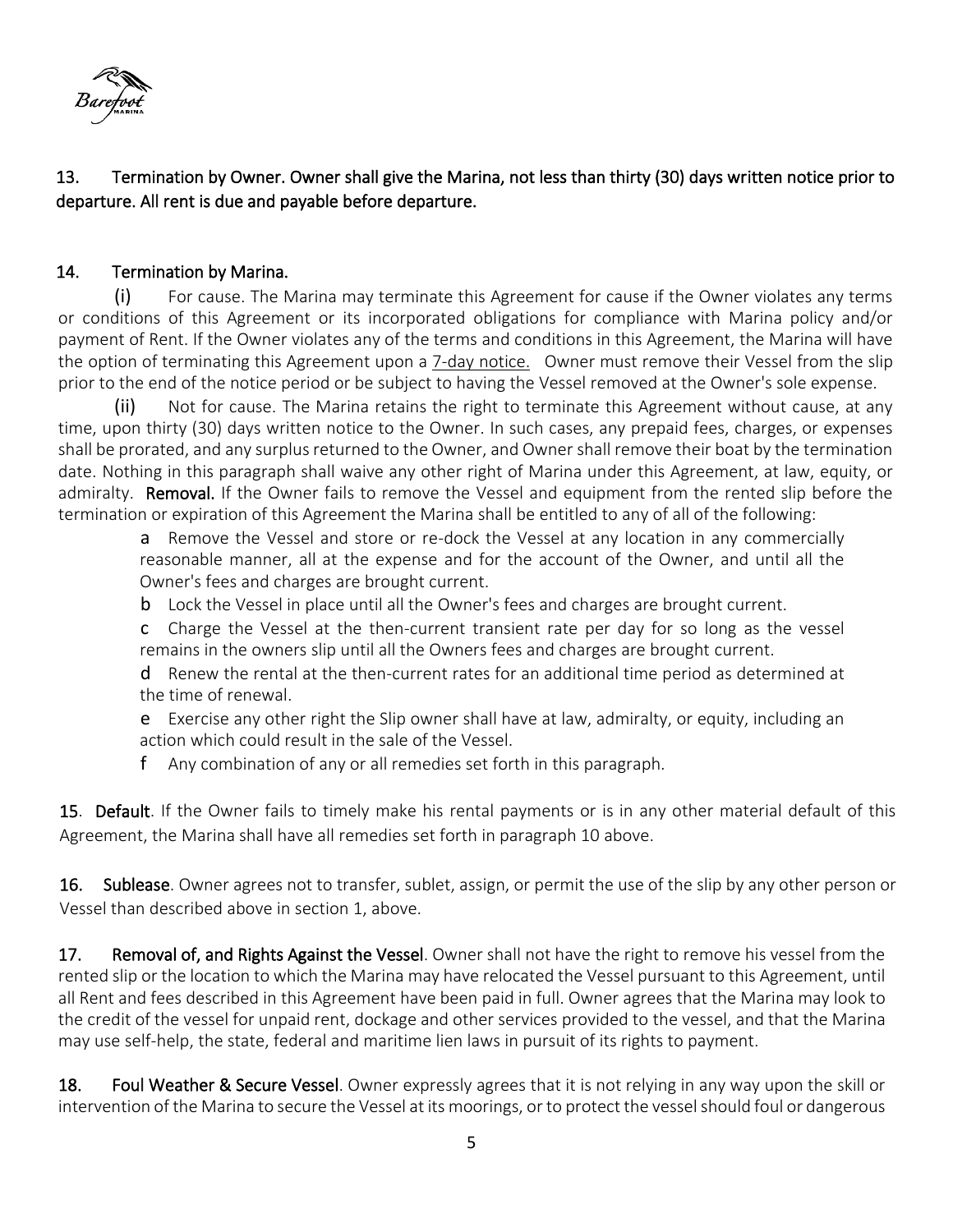13. Termination by Owner. Owner shall give the Marina, not less than thirty (30) days written notice prior to departure. All rent is due and payable before departure.

14. Termination by Marina.

(i) For cause. The Marina may terminate this Agreement for cause if the Owner violates any terms or conditions of this Agreement or its incorporated obligations for compliance with Marina policy and/or payment of Rent. If the Owner violates any of the terms and conditions in this Agreement, the Marina will have the option of terminating this Agreement upon a 7-day notice. Owner must remove their Vessel from the slip prior to the end of the notice period or be subject to having the Vessel removed at the Owner's sole expense.

(ii) Not for cause. The Marina retains the right to terminate this Agreement without cause, at any time, upon thirty (30) days written notice to the Owner. In such cases, any prepaid fees, charges, or expenses shall be prorated, and any surplus returned to the Owner, and Owner shall remove their boat by the termination date. Nothing in this paragraph shall waive any other right of Marina under this Agreement, at law, equity, or admiralty. **Removal.** If the Owner fails to remove the Vessel and equipment from the rented slip before the termination or expiration of this Agreement the Marina shall be entitled to any of all of the following:

a Remove the Vessel and store or re-dock the Vessel at any location in any commercially reasonable manner, all at the expense and for the account of the Owner, and until all the Owner's fees and charges are brought current.

b Lock the Vessel in place until all the Owner's fees and charges are brought current.

c Charge the Vessel at the then-current transient rate per day for so long as the vessel remains in the owners slip until all the Owners fees and charges are brought current.

d Renew the rental at the then-current rates for an additional time period as determined at the time of renewal.

e Exercise any other right the Slip owner shall have at law, admiralty, or equity, including an action which could result in the sale of the Vessel.

f Any combination of any or all remedies set forth in this paragraph.

**15. Default**. If the Owner fails to timely make his rental payments or is in any other material default of this Agreement, the Marina shall have all remedies set forth in paragraph 10 above.

**16. Sublease**. Owner agrees not to transfer, sublet, assign, or permit the use of the slip by any other person or Vessel than described above in section 1, above.

**17. Removal of, and Rights Against the Vessel**. Owner shall not have the right to remove his vessel from the rented slip or the location to which the Marina may have relocated the Vessel pursuant to this Agreement, until all Rent and fees described in this Agreement have been paid in full. Owner agrees that the Marina may look to the credit of the vessel for unpaid rent, dockage and other services provided to the vessel, and that the Marina may use self-help, the state, federal and maritime lien laws in pursuit of its rights to payment.

**18. Foul Weather & Secure Vessel**. Owner expressly agrees that it is not relying in any way upon the skill or intervention of the Marina to secure the Vessel at its moorings, or to protect the vessel should foul or dangerous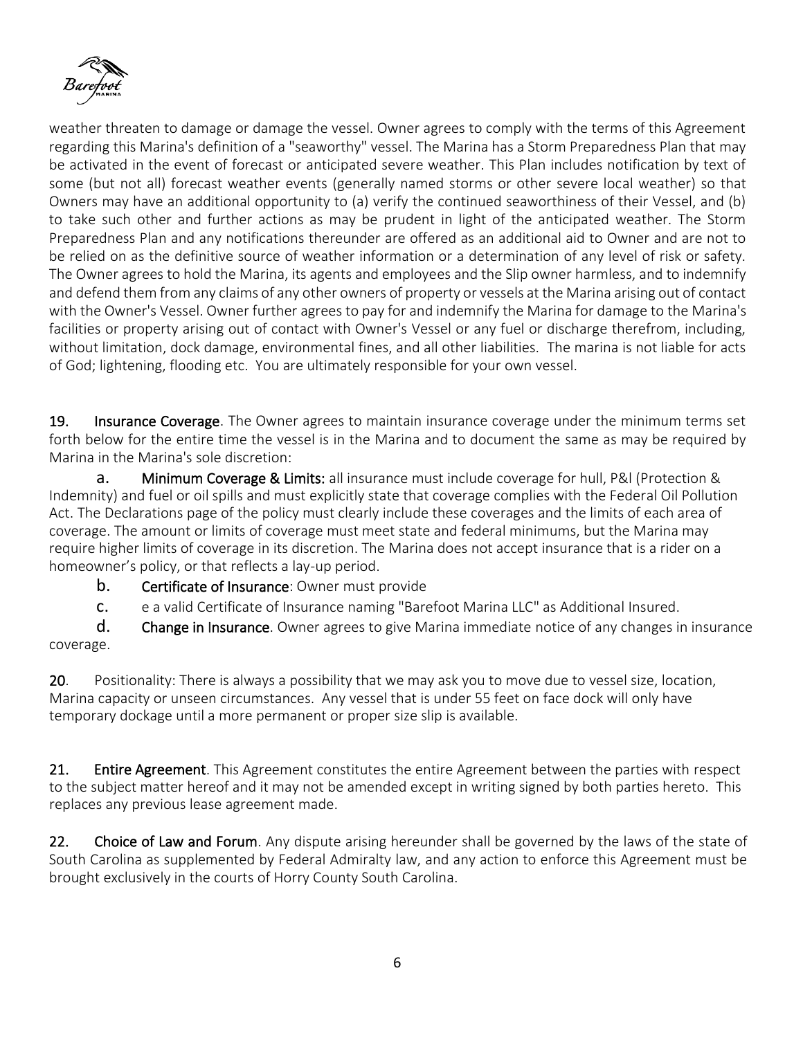weather threaten to damage or damage the vessel. Owner agrees to comply with the terms of this Agreement regarding this Marina's definition of a "seaworthy" vessel. The Marina has a Storm Preparedness Plan that may be activated in the event of forecast or anticipated severe weather. This Plan includes notification by text of some (but not all) forecast weather events (generally named storms or other severe local weather) so that Owners may have an additional opportunity to (a) verify the continued seaworthiness of their Vessel, and (b) to take such other and further actions as may be prudent in light of the anticipated weather. The Storm Preparedness Plan and any notifications thereunder are offered as an additional aid to Owner and are not to be relied on as the definitive source of weather information or a determination of any level of risk or safety. The Owner agrees to hold the Marina, its agents and employees and the Slip owner harmless, and to indemnify and defend them from any claims of any other owners of property or vessels at the Marina arising out of contact with the Owner's Vessel. Owner further agrees to pay for and indemnify the Marina for damage to the Marina's facilities or property arising out of contact with Owner's Vessel or any fuel or discharge therefrom, including, without limitation, dock damage, environmental fines, and all other liabilities. The marina is not liable for acts of God; lightening, flooding etc. You are ultimately responsible for your own vessel.

**19. Insurance Coverage**. The Owner agrees to maintain insurance coverage under the minimum terms set forth below for the entire time the vessel is in the Marina and to document the same as may be required by Marina in the Marina's sole discretion:

a. **Minimum Coverage & Limits:** all insurance must include coverage for hull, P&I (Protection & Indemnity) and fuel or oil spills and must explicitly state that coverage complies with the Federal Oil Pollution Act. The Declarations page of the policy must clearly include these coverages and the limits of each area of coverage. The amount or limits of coverage must meet state and federal minimums, but the Marina may require higher limits of coverage in its discretion. The Marina does not accept insurance that is a rider on a homeowner's policy, or that reflects a lay-up period.

b. **Certificate of Insurance**: Owner must provide

c. e a valid Certificate of Insurance naming "Barefoot Marina LLC" as Additional Insured.

d. **Change in Insurance**. Owner agrees to give Marina immediate notice of any changes in insurance coverage.

**20**. Positionality: There is always a possibility that we may ask you to move due to vessel size, location, Marina capacity or unseen circumstances. Any vessel that is under 55 feet on face dock will only have temporary dockage until a more permanent or proper size slip is available.

**21. Entire Agreement**. This Agreement constitutes the entire Agreement between the parties with respect to the subject matter hereof and it may not be amended except in writing signed by both parties hereto. This replaces any previous lease agreement made.

**22. Choice of Law and Forum**. Any dispute arising hereunder shall be governed by the laws of the state of South Carolina as supplemented by Federal Admiralty law, and any action to enforce this Agreement must be brought exclusively in the courts of Horry County South Carolina.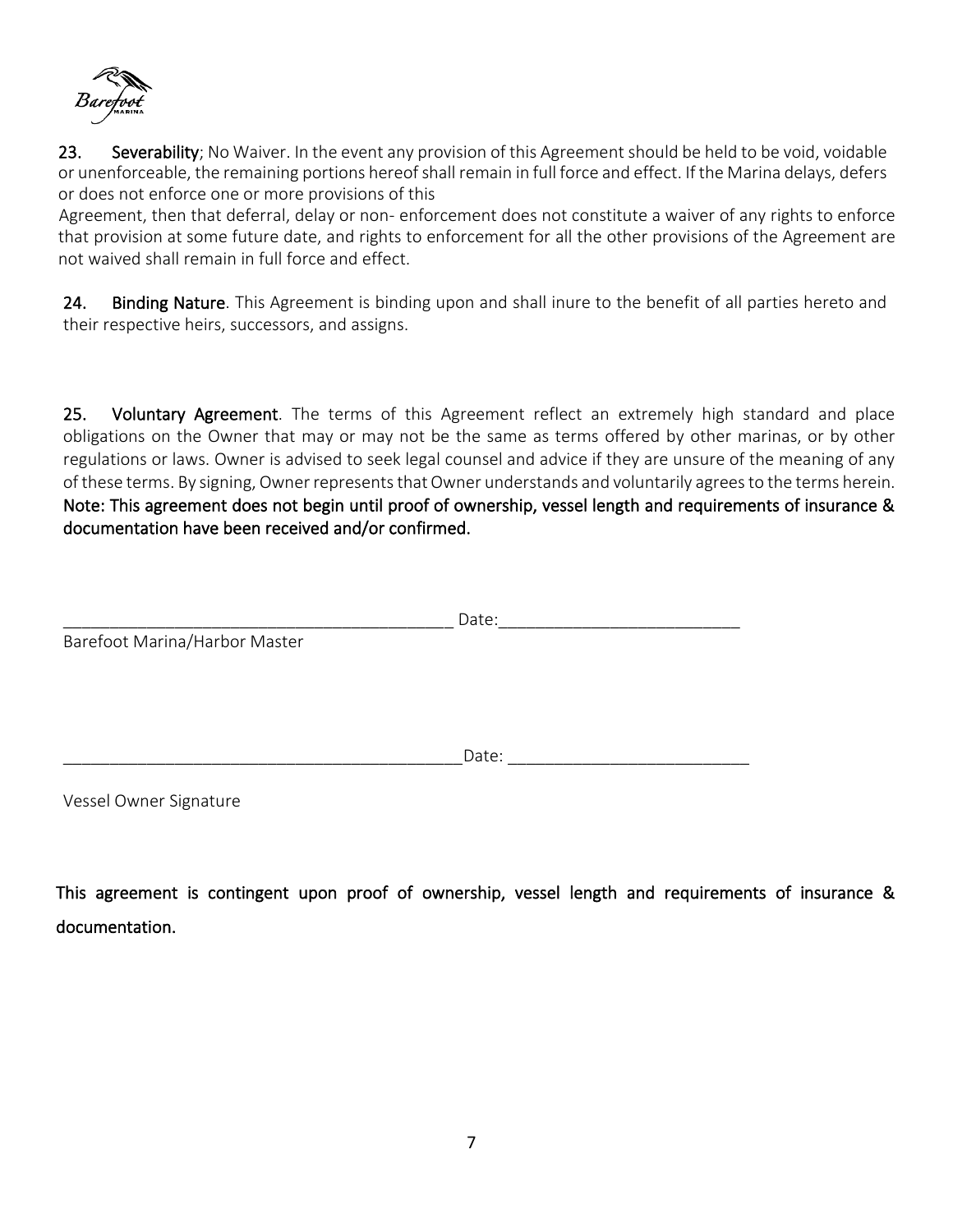**23. Severability**; No Waiver. In the event any provision of this Agreement should be held to be void, voidable or unenforceable, the remaining portions hereof shall remain in full force and effect. If the Marina delays, defers or does not enforce one or more provisions of this Agreement, then that deferral, delay or non- enforcement does not constitute a waiver of any rights to enforce that provision at some future date, and rights to enforcement for all the other provisions of the Agreement are not waived shall remain in full force and effect.

**24. Binding Nature**. This Agreement is binding upon and shall inure to the benefit of all parties hereto and their respective heirs, successors, and assigns.

**25. Voluntary Agreement**. The terms of this Agreement reflect an extremely high standard and place obligations on the Owner that may or may not be the same as terms offered by other marinas, or by other regulations or laws. Owner is advised to seek legal counsel and advice if they are unsure of the meaning of any of these terms. By signing, Owner represents that Owner understands and voluntarily agrees to the terms herein.
Note: This agreement does not begin until proof of ownership, vessel length and requirements of insurance & documentation have been received and/or confirmed.

__________________________________________ Date:__________________________

Barefoot Marina/Harbor Master

__________________________________________ Date: __________________________

Vessel Owner Signature

This agreement is contingent upon proof of ownership, vessel length and requirements of insurance & documentation.